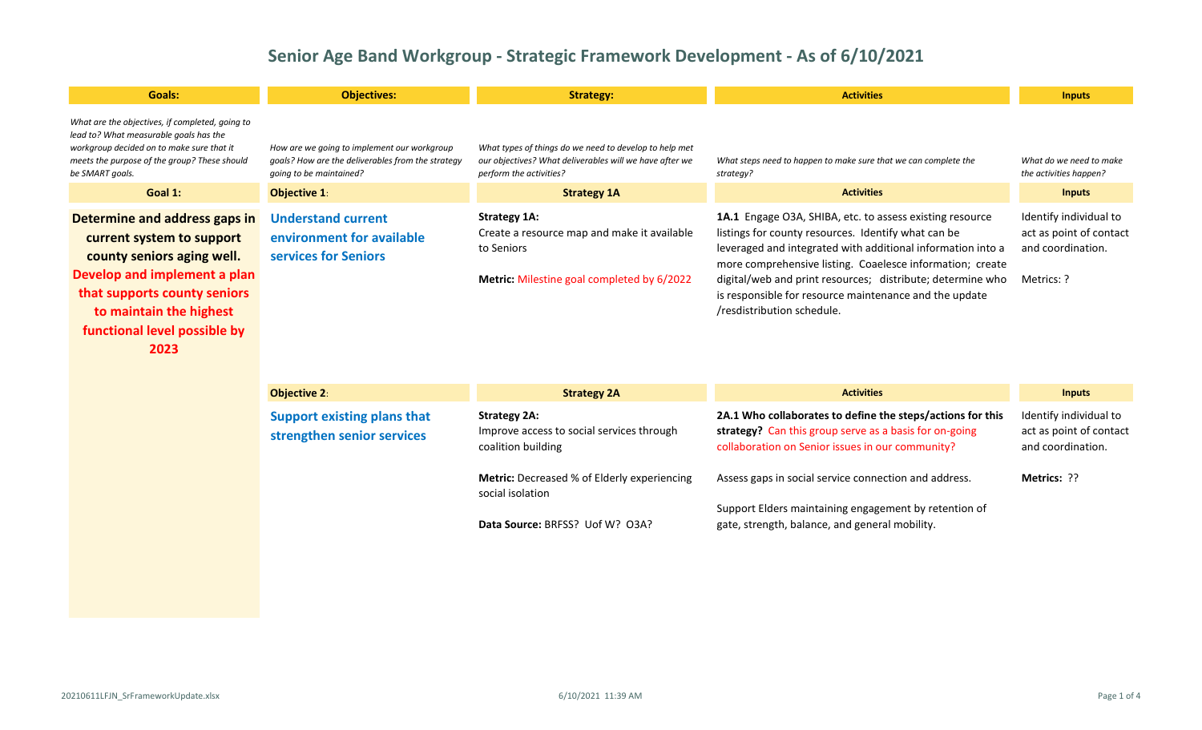# Senior Age Band Workgroup - Strategic Framework Development - As of 6/10/2021

| Goals: | Objectives: | Strategy: | Activities | Inputs |
|---|---|---|---|---|
| *What are the objectives, if completed, going to lead to? What measurable goals has the workgroup decided on to make sure that it meets the purpose of the group? These should be SMART goals.* | *How are we going to implement our workgroup goals? How are the deliverables from the strategy going to be maintained?* | *What types of things do we need to develop to help met our objectives? What deliverables will we have after we perform the activities?* | *What steps need to happen to make sure that we can complete the strategy?* | *What do we need to make the activities happen?* |
| **Goal 1:** | **Objective 1**: | **Strategy 1A** | **Activities** | **Inputs** |
| **Determine and address gaps in current system to support county seniors aging well. Develop and implement a plan that supports county seniors to maintain the highest functional level possible by 2023** | **Understand current environment for available services for Seniors** | **Strategy 1A:** Create a resource map and make it available to Seniors<br><br>**Metric:** Milestone goal completed by 6/2022 | **1A.1** Engage O3A, SHIBA, etc. to assess existing resource listings for county resources. Identify what can be leveraged and integrated with additional information into a more comprehensive listing. Coaelesce information; create digital/web and print resources; distribute; determine who is responsible for resource maintenance and the update /resdistribution schedule. | Identify individual to act as point of contact and coordination.<br><br>Metrics: ? |
| | **Objective 2**: | **Strategy 2A** | **Activities** | **Inputs** |
| | **Support existing plans that strengthen senior services** | **Strategy 2A:** Improve access to social services through coalition building<br><br>**Metric:** Decreased % of Elderly experiencing social isolation<br><br>**Data Source:** BRFSS? Uof W? O3A? | **2A.1 Who collaborates to define the steps/actions for this strategy?** Can this group serve as a basis for on-going collaboration on Senior issues in our community?<br><br>Assess gaps in social service connection and address.<br><br>Support Elders maintaining engagement by retention of gate, strength, balance, and general mobility. | Identify individual to act as point of contact and coordination.<br><br>**Metrics:** ?? |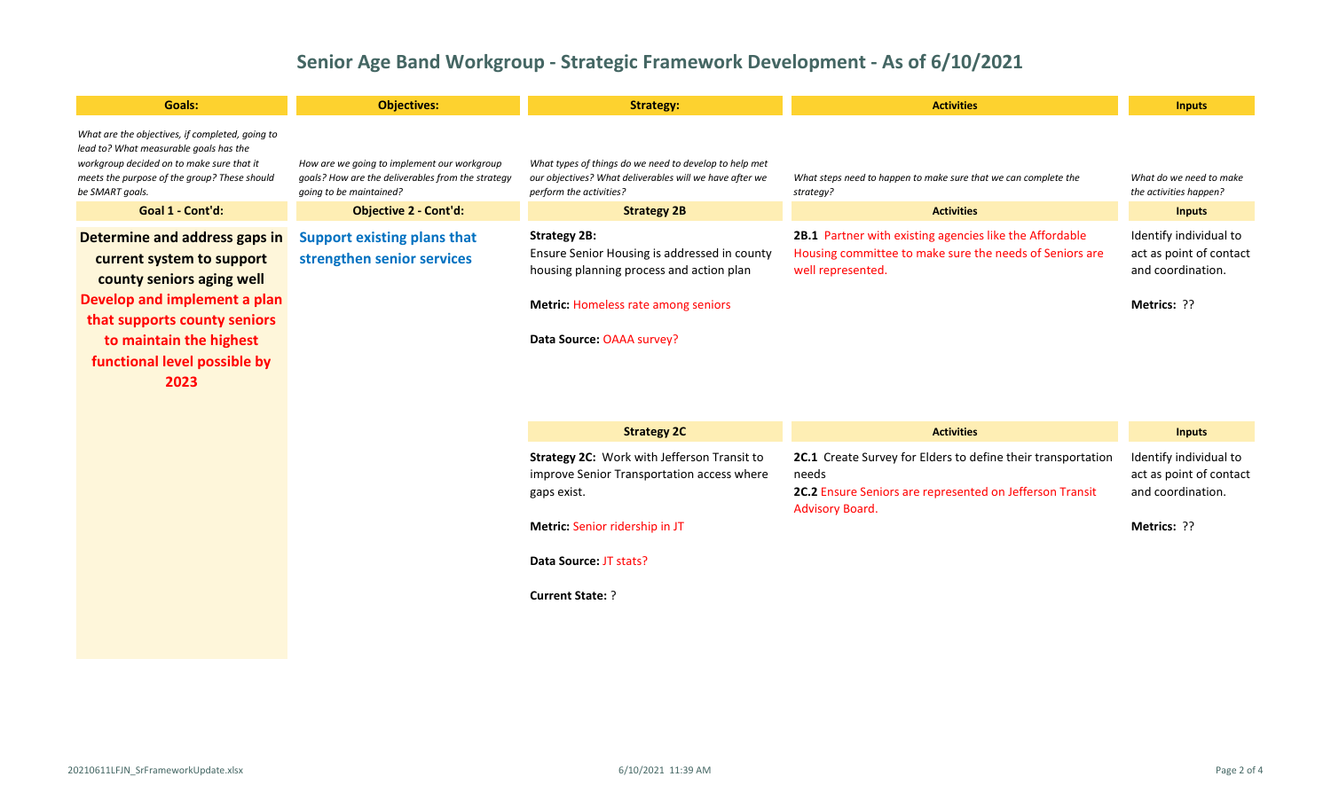# Senior Age Band Workgroup - Strategic Framework Development - As of 6/10/2021

| Goals: | Objectives: | Strategy: | Activities | Inputs |
|---|---|---|---|---|
| *What are the objectives, if completed, going to lead to? What measurable goals has the workgroup decided on to make sure that it meets the purpose of the group? These should be SMART goals.* | *How are we going to implement our workgroup goals? How are the deliverables from the strategy going to be maintained?* | *What types of things do we need to develop to help met our objectives? What deliverables will we have after we perform the activities?* | *What steps need to happen to make sure that we can complete the strategy?* | *What do we need to make the activities happen?* |
| **Goal 1 - Cont'd:** | **Objective 2 - Cont'd:** | **Strategy 2B** | **Activities** | **Inputs** |
| **Determine and address gaps in current system to support county seniors aging well** **Develop and implement a plan that supports county seniors to maintain the highest functional level possible by 2023** | **Support existing plans that strengthen senior services** | **Strategy 2B:** Ensure Senior Housing is addressed in county housing planning process and action plan<br><br>**Metric:** Homeless rate among seniors<br><br>**Data Source:** OAAA survey? | **2B.1** Partner with existing agencies like the Affordable Housing committee to make sure the needs of Seniors are well represented. | Identify individual to act as point of contact and coordination.<br><br>**Metrics:** ?? |
| | | **Strategy 2C** | **Activities** | **Inputs** |
| | | **Strategy 2C:** Work with Jefferson Transit to improve Senior Transportation access where gaps exist.<br><br>**Metric:** Senior ridership in JT<br><br>**Data Source:** JT stats?<br><br>**Current State:** ? | **2C.1** Create Survey for Elders to define their transportation needs<br>**2C.2** Ensure Seniors are represented on Jefferson Transit Advisory Board. | Identify individual to act as point of contact and coordination.<br><br>**Metrics:** ?? |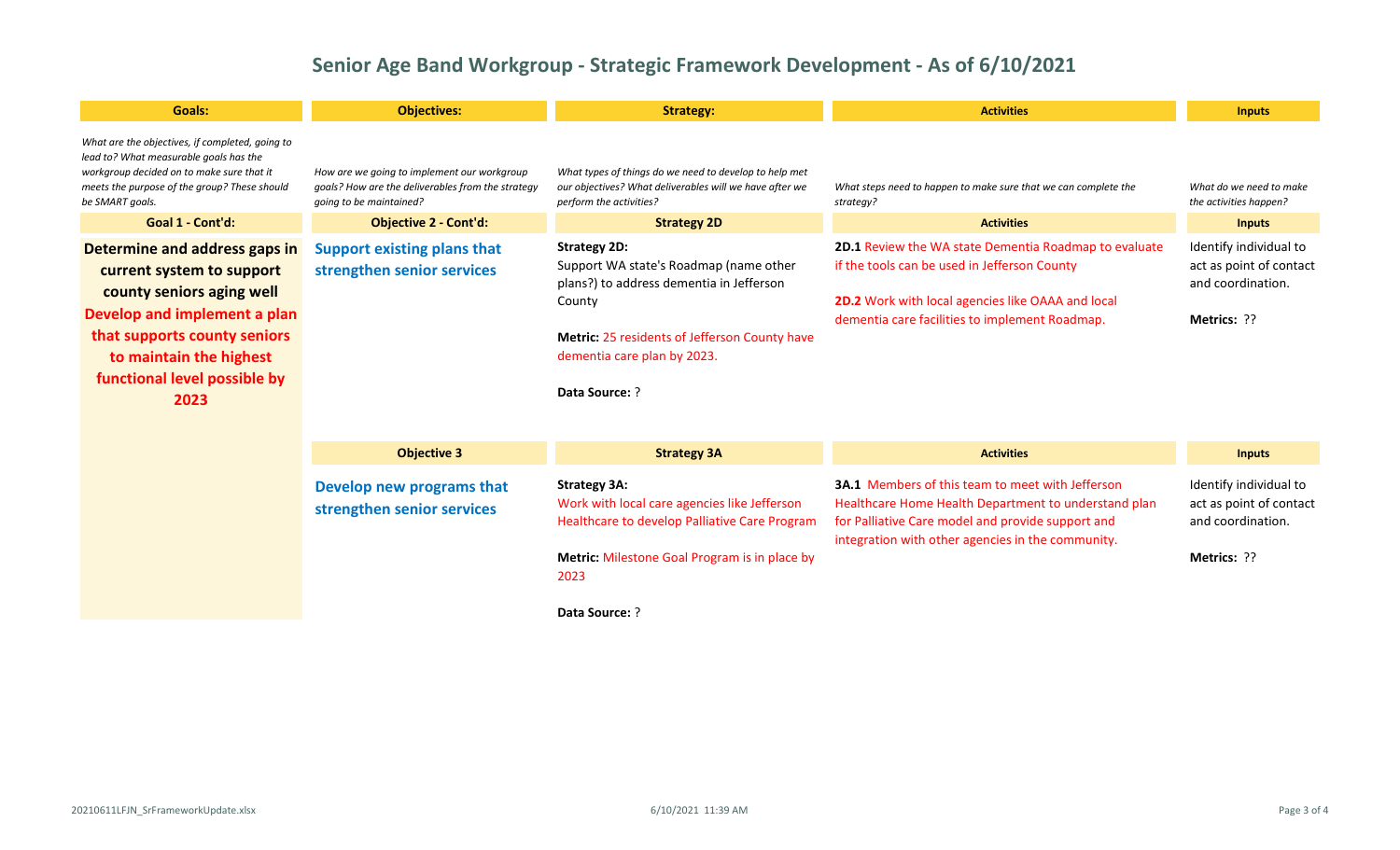# Senior Age Band Workgroup - Strategic Framework Development - As of 6/10/2021

| Goals: | Objectives: | Strategy: | Activities | Inputs |
|---|---|---|---|---|
| *What are the objectives, if completed, going to lead to? What measurable goals has the workgroup decided on to make sure that it meets the purpose of the group? These should be SMART goals.* | *How are we going to implement our workgroup goals? How are the deliverables from the strategy going to be maintained?* | *What types of things do we need to develop to help met our objectives? What deliverables will we have after we perform the activities?* | *What steps need to happen to make sure that we can complete the strategy?* | *What do we need to make the activities happen?* |
| **Goal 1 - Cont'd:** | **Objective 2 - Cont'd:** | **Strategy 2D** | **Activities** | **Inputs** |
| **Determine and address gaps in current system to support county seniors aging well** **Develop and implement a plan that supports county seniors to maintain the highest functional level possible by 2023** | **Support existing plans that strengthen senior services** | **Strategy 2D:** Support WA state's Roadmap (name other plans?) to address dementia in Jefferson County<br><br>**Metric:** 25 residents of Jefferson County have dementia care plan by 2023.<br><br>**Data Source:** ? | **2D.1** Review the WA state Dementia Roadmap to evaluate if the tools can be used in Jefferson County<br><br>**2D.2** Work with local agencies like OAAA and local dementia care facilities to implement Roadmap. | Identify individual to act as point of contact and coordination.<br><br>**Metrics:** ?? |
| | **Objective 3** | **Strategy 3A** | **Activities** | **Inputs** |
| | **Develop new programs that strengthen senior services** | **Strategy 3A:** Work with local care agencies like Jefferson Healthcare to develop Palliative Care Program<br><br>**Metric:** Milestone Goal Program is in place by 2023<br><br>**Data Source:** ? | **3A.1** Members of this team to meet with Jefferson Healthcare Home Health Department to understand plan for Palliative Care model and provide support and integration with other agencies in the community. | Identify individual to act as point of contact and coordination.<br><br>**Metrics:** ?? |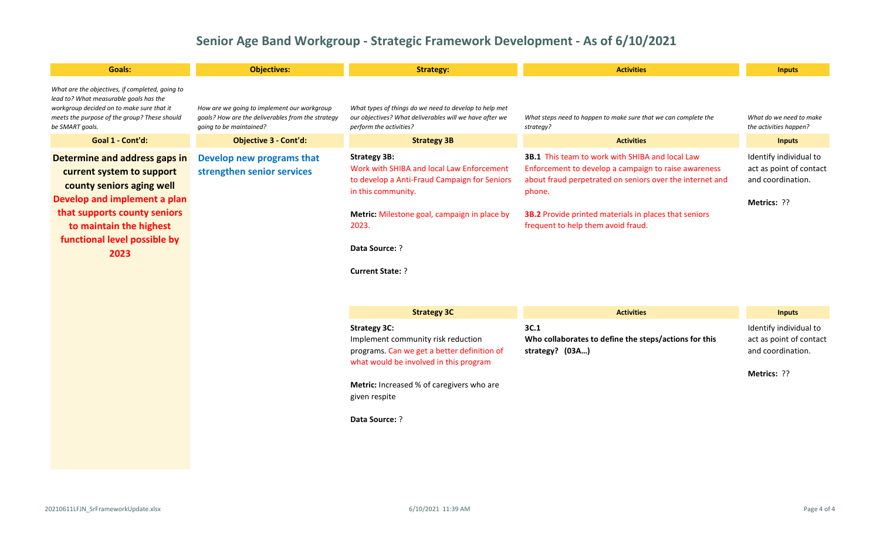# Senior Age Band Workgroup - Strategic Framework Development - As of 6/10/2021

| Goals: | Objectives: | Strategy: | Activities | Inputs |
|---|---|---|---|---|
| *What are the objectives, if completed, going to lead to? What measurable goals has the workgroup decided on to make sure that it meets the purpose of the group? These should be SMART goals.* | *How are we going to implement our workgroup goals? How are the deliverables from the strategy going to be maintained?* | *What types of things do we need to develop to help met our objectives? What deliverables will we have after we perform the activities?* | *What steps need to happen to make sure that we can complete the strategy?* | *What do we need to make the activities happen?* |
| **Goal 1 - Cont'd:** | **Objective 3 - Cont'd:** | **Strategy 3B** | **Activities** | **Inputs** |
| **Determine and address gaps in current system to support county seniors aging well** **Develop and implement a plan that supports county seniors to maintain the highest functional level possible by 2023** | **Develop new programs that strengthen senior services** | **Strategy 3B:** Work with SHIBA and local Law Enforcement to develop a Anti-Fraud Campaign for Seniors in this community.<br><br>**Metric:** Milestone goal, campaign in place by 2023.<br><br>**Data Source:** ?<br><br>**Current State:** ? | **3B.1** This team to work with SHIBA and local Law Enforcement to develop a campaign to raise awareness about fraud perpetrated on seniors over the internet and phone.<br><br>**3B.2** Provide printed materials in places that seniors frequent to help them avoid fraud. | Identify individual to act as point of contact and coordination.<br><br>**Metrics:** ?? |
| | | **Strategy 3C** | **Activities** | **Inputs** |
| | | **Strategy 3C:** Implement community risk reduction programs. Can we get a better definition of what would be involved in this program<br><br>**Metric:** Increased % of caregivers who are given respite<br><br>**Data Source:** ? | **3C.1** **Who collaborates to define the steps/actions for this strategy? (03A...)** | Identify individual to act as point of contact and coordination.<br><br>**Metrics:** ?? |

20210611LFJN_SrFrameworkUpdate.xlsx 6/10/2021 11:39 AM